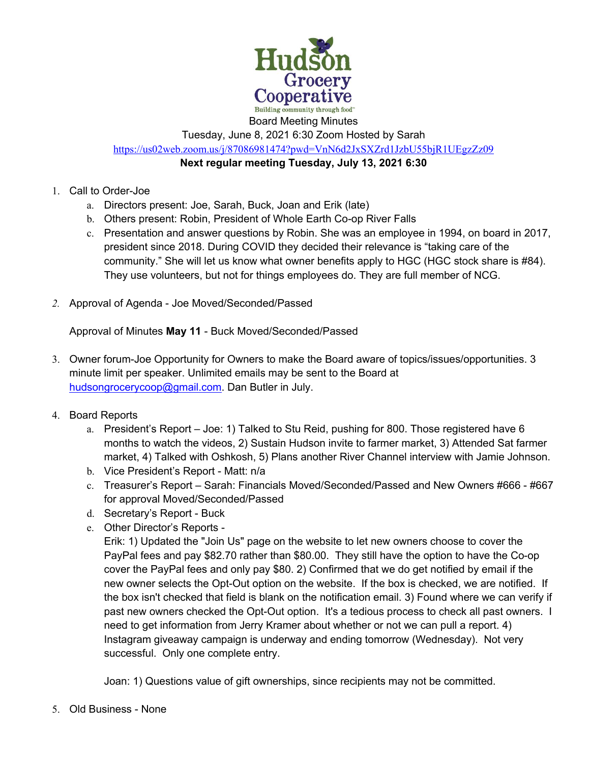Hudson Grocery Cooperative

Building community through food™

Board Meeting Minutes

Tuesday, June 8, 2021 6:30 Zoom Hosted by Sarah

https://us02web.zoom.us/j/87086981474?pwd=VnN6d2JxSXZrd1JzbU55bjR1UEgzZz09

**Next regular meeting Tuesday, July 13, 2021 6:30**

1. Call to Order-Joe
   a. Directors present: Joe, Sarah, Buck, Joan and Erik (late)
   b. Others present: Robin, President of Whole Earth Co-op River Falls
   c. Presentation and answer questions by Robin. She was an employee in 1994, on board in 2017, president since 2018. During COVID they decided their relevance is "taking care of the community." She will let us know what owner benefits apply to HGC (HGC stock share is #84). They use volunteers, but not for things employees do. They are full member of NCG.

2. Approval of Agenda - Joe Moved/Seconded/Passed

   Approval of Minutes **May 11** - Buck Moved/Seconded/Passed

3. Owner forum-Joe Opportunity for Owners to make the Board aware of topics/issues/opportunities. 3 minute limit per speaker. Unlimited emails may be sent to the Board at hudsongrocerycoop@gmail.com. Dan Butler in July.

4. Board Reports
   a. President's Report – Joe: 1) Talked to Stu Reid, pushing for 800. Those registered have 6 months to watch the videos, 2) Sustain Hudson invite to farmer market, 3) Attended Sat farmer market, 4) Talked with Oshkosh, 5) Plans another River Channel interview with Jamie Johnson.
   b. Vice President's Report - Matt: n/a
   c. Treasurer's Report – Sarah: Financials Moved/Seconded/Passed and New Owners #666 - #667 for approval Moved/Seconded/Passed
   d. Secretary's Report - Buck
   e. Other Director's Reports -

      Erik: 1) Updated the "Join Us" page on the website to let new owners choose to cover the PayPal fees and pay $82.70 rather than $80.00. They still have the option to have the Co-op cover the PayPal fees and only pay $80. 2) Confirmed that we do get notified by email if the new owner selects the Opt-Out option on the website. If the box is checked, we are notified. If the box isn't checked that field is blank on the notification email. 3) Found where we can verify if past new owners checked the Opt-Out option. It's a tedious process to check all past owners. I need to get information from Jerry Kramer about whether or not we can pull a report. 4) Instagram giveaway campaign is underway and ending tomorrow (Wednesday). Not very successful. Only one complete entry.

      Joan: 1) Questions value of gift ownerships, since recipients may not be committed.

5. Old Business - None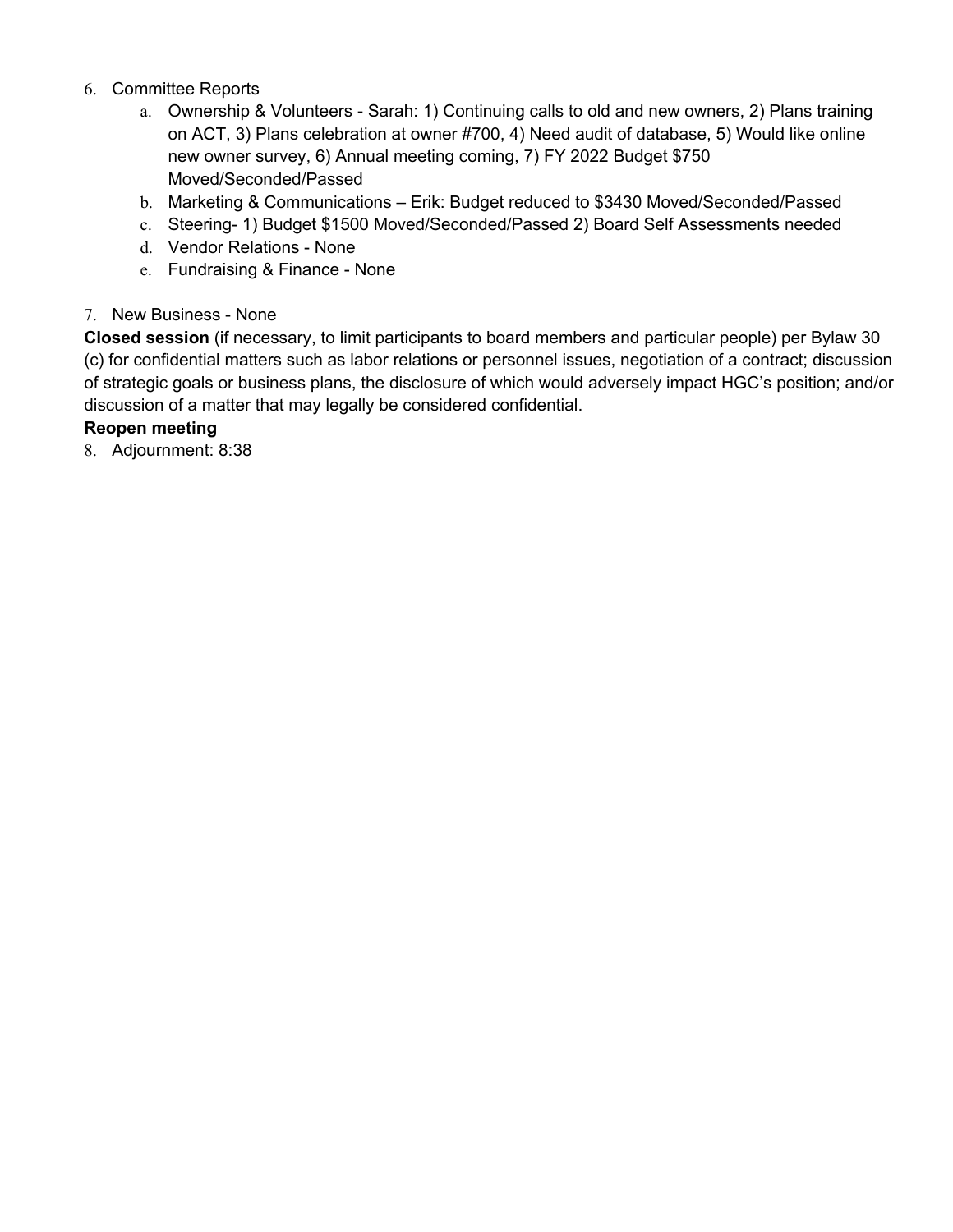6. Committee Reports
    a. Ownership & Volunteers - Sarah: 1) Continuing calls to old and new owners, 2) Plans training on ACT, 3) Plans celebration at owner #700, 4) Need audit of database, 5) Would like online new owner survey, 6) Annual meeting coming, 7) FY 2022 Budget $750 Moved/Seconded/Passed
    b. Marketing & Communications – Erik: Budget reduced to $3430 Moved/Seconded/Passed
    c. Steering- 1) Budget $1500 Moved/Seconded/Passed 2) Board Self Assessments needed
    d. Vendor Relations - None
    e. Fundraising & Finance - None

7. New Business - None

**Closed session** (if necessary, to limit participants to board members and particular people) per Bylaw 30 (c) for confidential matters such as labor relations or personnel issues, negotiation of a contract; discussion of strategic goals or business plans, the disclosure of which would adversely impact HGC's position; and/or discussion of a matter that may legally be considered confidential.

**Reopen meeting**

8. Adjournment: 8:38